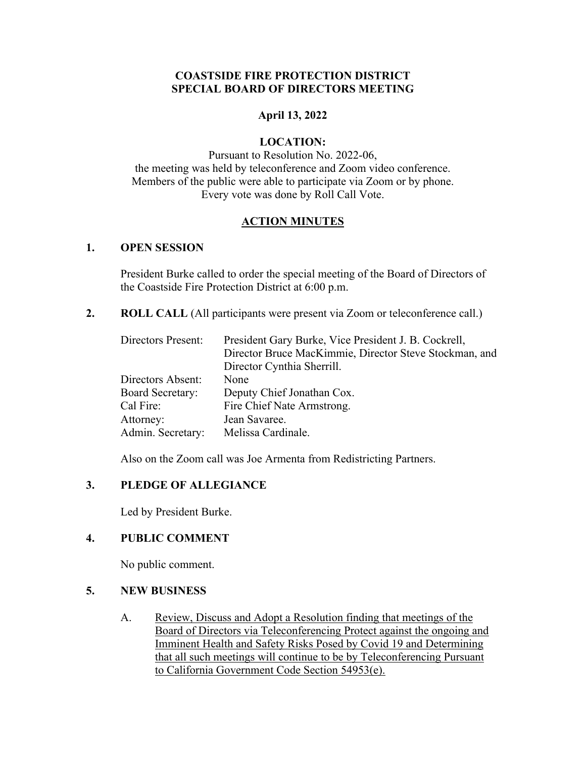# COASTSIDE FIRE PROTECTION DISTRICT
# SPECIAL BOARD OF DIRECTORS MEETING

**April 13, 2022**

**LOCATION:**

Pursuant to Resolution No. 2022-06,
the meeting was held by teleconference and Zoom video conference.
Members of the public were able to participate via Zoom or by phone.
Every vote was done by Roll Call Vote.

## ACTION MINUTES

### 1. OPEN SESSION

President Burke called to order the special meeting of the Board of Directors of the Coastside Fire Protection District at 6:00 p.m.

### 2. ROLL CALL (All participants were present via Zoom or teleconference call.)

| | |
|---|---|
| Directors Present: | President Gary Burke, Vice President J. B. Cockrell, Director Bruce MacKimmie, Director Steve Stockman, and Director Cynthia Sherrill. |
| Directors Absent: | None |
| Board Secretary: | Deputy Chief Jonathan Cox. |
| Cal Fire: | Fire Chief Nate Armstrong. |
| Attorney: | Jean Savaree. |
| Admin. Secretary: | Melissa Cardinale. |

Also on the Zoom call was Joe Armenta from Redistricting Partners.

### 3. PLEDGE OF ALLEGIANCE

Led by President Burke.

### 4. PUBLIC COMMENT

No public comment.

### 5. NEW BUSINESS

A. Review, Discuss and Adopt a Resolution finding that meetings of the Board of Directors via Teleconferencing Protect against the ongoing and Imminent Health and Safety Risks Posed by Covid 19 and Determining that all such meetings will continue to be by Teleconferencing Pursuant to California Government Code Section 54953(e).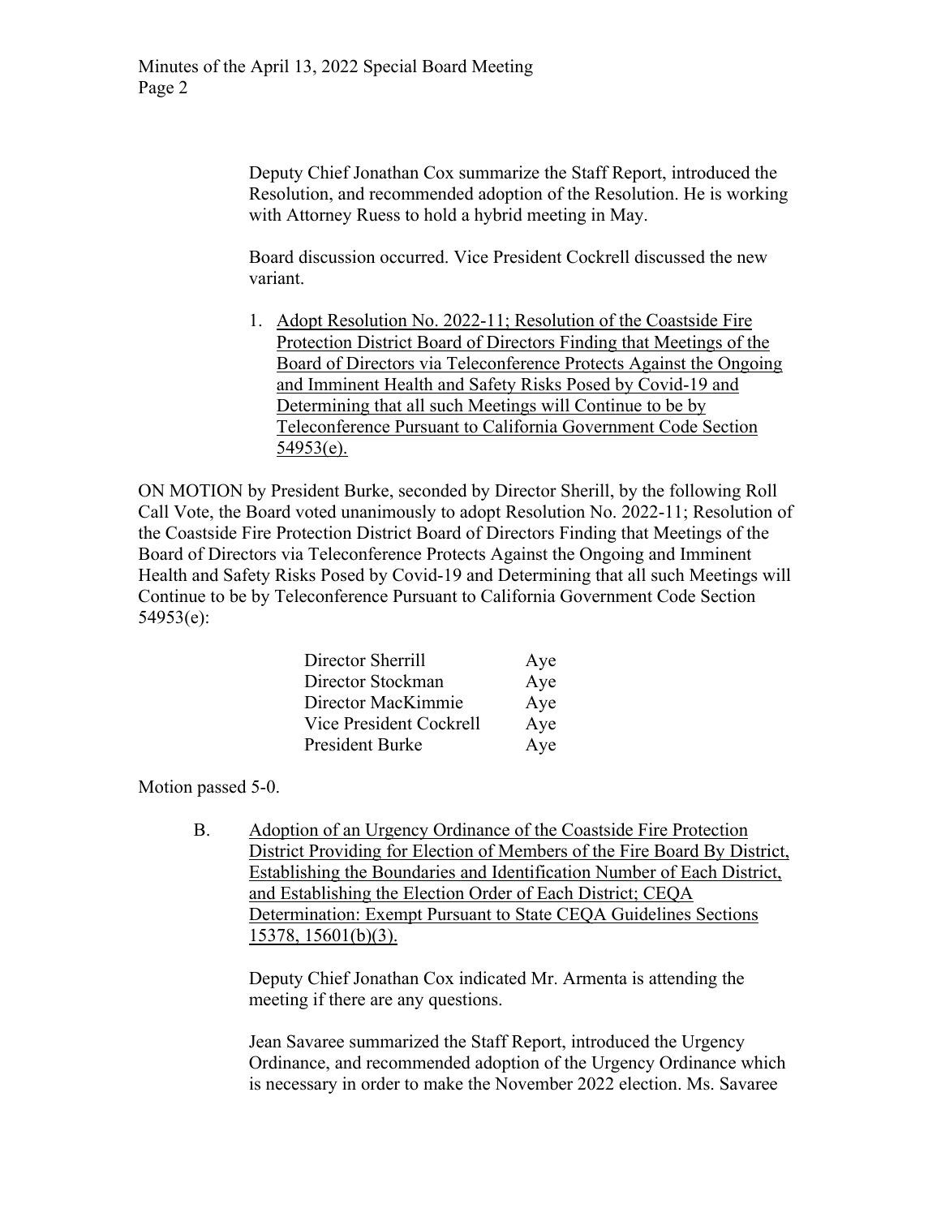Deputy Chief Jonathan Cox summarize the Staff Report, introduced the Resolution, and recommended adoption of the Resolution. He is working with Attorney Ruess to hold a hybrid meeting in May.

Board discussion occurred. Vice President Cockrell discussed the new variant.

1. Adopt Resolution No. 2022-11; Resolution of the Coastside Fire Protection District Board of Directors Finding that Meetings of the Board of Directors via Teleconference Protects Against the Ongoing and Imminent Health and Safety Risks Posed by Covid-19 and Determining that all such Meetings will Continue to be by Teleconference Pursuant to California Government Code Section 54953(e).

ON MOTION by President Burke, seconded by Director Sherill, by the following Roll Call Vote, the Board voted unanimously to adopt Resolution No. 2022-11; Resolution of the Coastside Fire Protection District Board of Directors Finding that Meetings of the Board of Directors via Teleconference Protects Against the Ongoing and Imminent Health and Safety Risks Posed by Covid-19 and Determining that all such Meetings will Continue to be by Teleconference Pursuant to California Government Code Section 54953(e):

| | |
|---|---|
| Director Sherrill | Aye |
| Director Stockman | Aye |
| Director MacKimmie | Aye |
| Vice President Cockrell | Aye |
| President Burke | Aye |

Motion passed 5-0.

B. Adoption of an Urgency Ordinance of the Coastside Fire Protection District Providing for Election of Members of the Fire Board By District, Establishing the Boundaries and Identification Number of Each District, and Establishing the Election Order of Each District; CEQA Determination: Exempt Pursuant to State CEQA Guidelines Sections 15378, 15601(b)(3).

Deputy Chief Jonathan Cox indicated Mr. Armenta is attending the meeting if there are any questions.

Jean Savaree summarized the Staff Report, introduced the Urgency Ordinance, and recommended adoption of the Urgency Ordinance which is necessary in order to make the November 2022 election. Ms. Savaree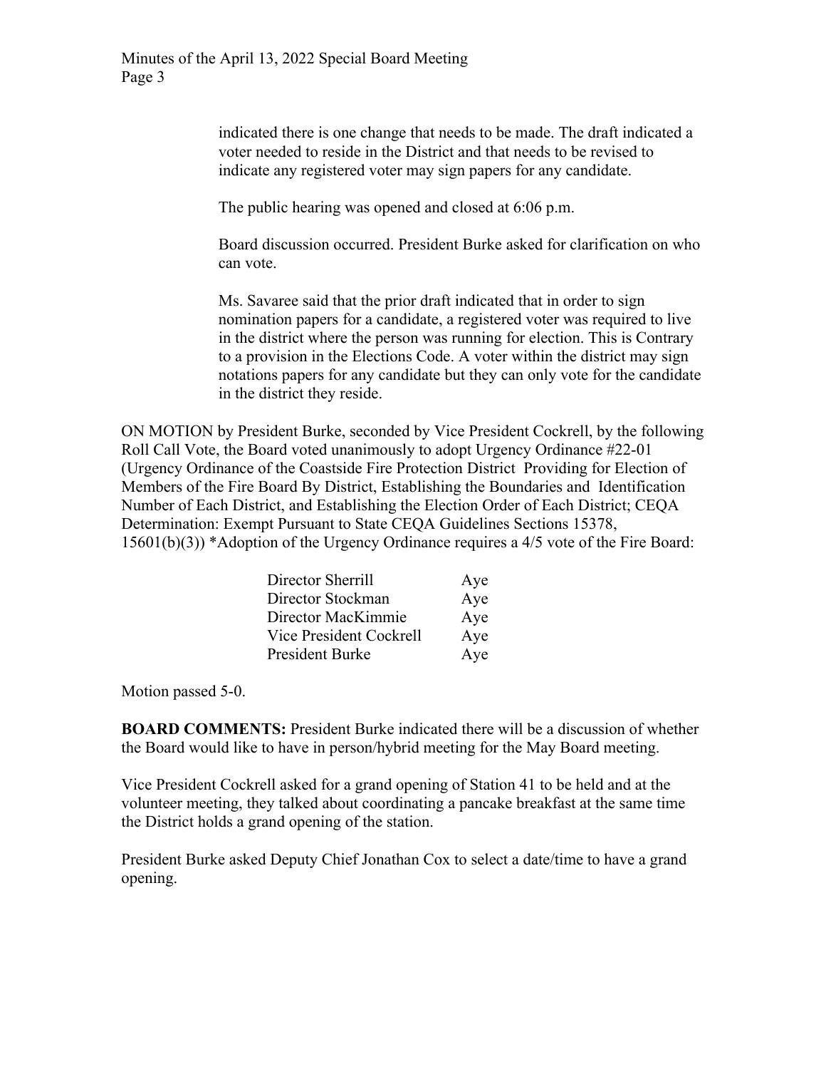indicated there is one change that needs to be made. The draft indicated a voter needed to reside in the District and that needs to be revised to indicate any registered voter may sign papers for any candidate.

The public hearing was opened and closed at 6:06 p.m.

Board discussion occurred. President Burke asked for clarification on who can vote.

Ms. Savaree said that the prior draft indicated that in order to sign nomination papers for a candidate, a registered voter was required to live in the district where the person was running for election. This is Contrary to a provision in the Elections Code. A voter within the district may sign notations papers for any candidate but they can only vote for the candidate in the district they reside.

ON MOTION by President Burke, seconded by Vice President Cockrell, by the following Roll Call Vote, the Board voted unanimously to adopt Urgency Ordinance #22-01 (Urgency Ordinance of the Coastside Fire Protection District Providing for Election of Members of the Fire Board By District, Establishing the Boundaries and Identification Number of Each District, and Establishing the Election Order of Each District; CEQA Determination: Exempt Pursuant to State CEQA Guidelines Sections 15378, 15601(b)(3)) *Adoption of the Urgency Ordinance requires a 4/5 vote of the Fire Board:

| | |
|---|---|
| Director Sherrill | Aye |
| Director Stockman | Aye |
| Director MacKimmie | Aye |
| Vice President Cockrell | Aye |
| President Burke | Aye |

Motion passed 5-0.

**BOARD COMMENTS:** President Burke indicated there will be a discussion of whether the Board would like to have in person/hybrid meeting for the May Board meeting.

Vice President Cockrell asked for a grand opening of Station 41 to be held and at the volunteer meeting, they talked about coordinating a pancake breakfast at the same time the District holds a grand opening of the station.

President Burke asked Deputy Chief Jonathan Cox to select a date/time to have a grand opening.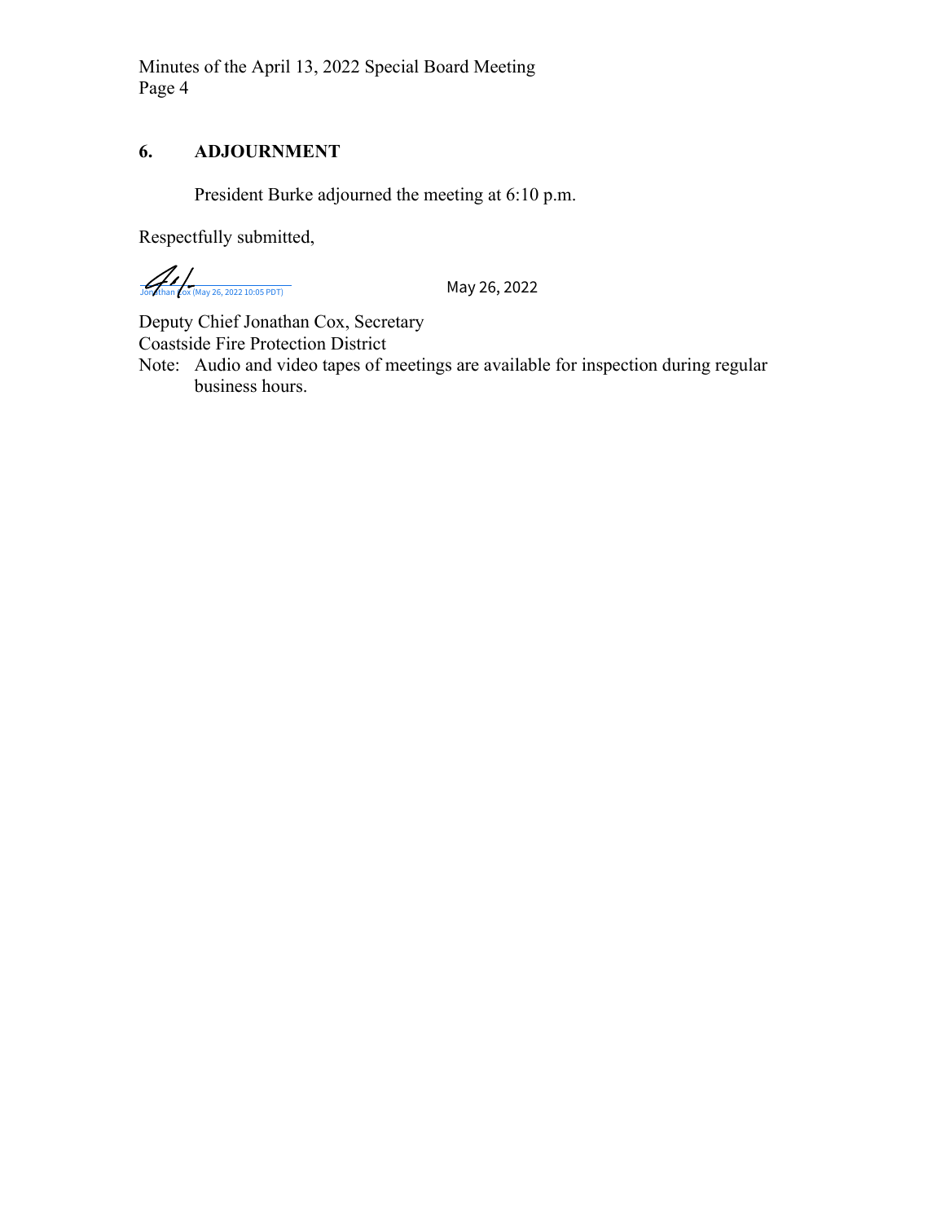## 6. ADJOURNMENT

President Burke adjourned the meeting at 6:10 p.m.

Respectfully submitted,

Jonathan Cox (May 26, 2022 10:05 PDT) May 26, 2022

Deputy Chief Jonathan Cox, Secretary
Coastside Fire Protection District

Note: Audio and video tapes of meetings are available for inspection during regular business hours.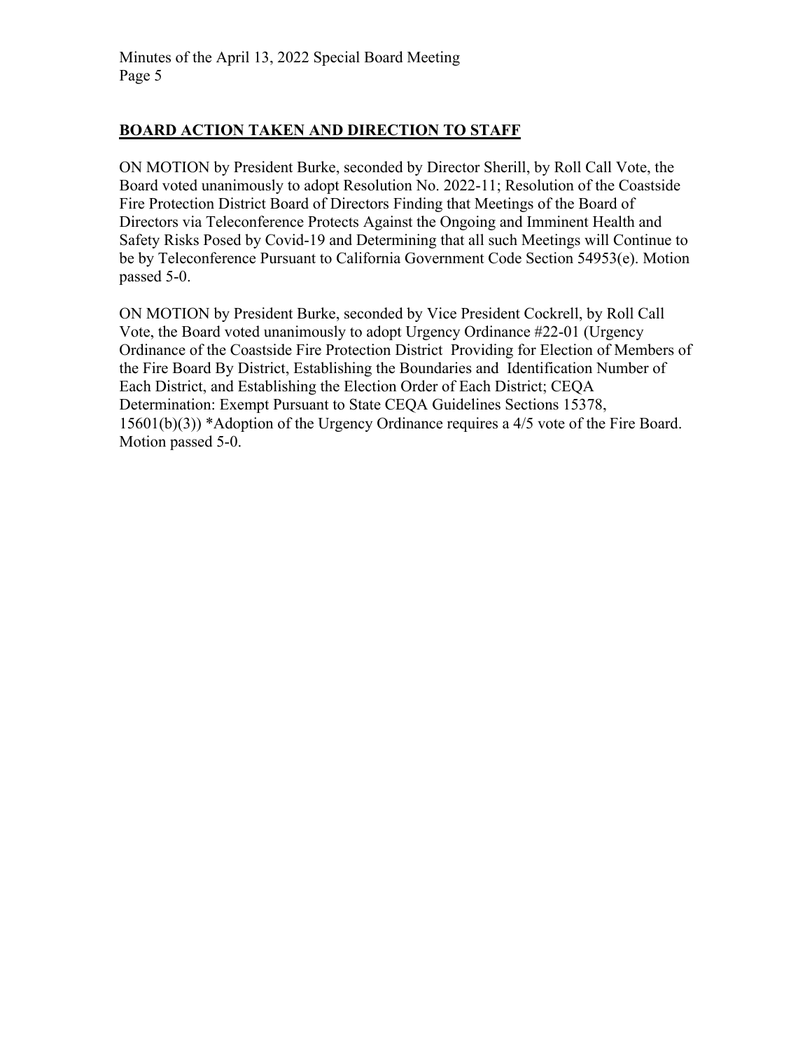## BOARD ACTION TAKEN AND DIRECTION TO STAFF

ON MOTION by President Burke, seconded by Director Sherill, by Roll Call Vote, the Board voted unanimously to adopt Resolution No. 2022-11; Resolution of the Coastside Fire Protection District Board of Directors Finding that Meetings of the Board of Directors via Teleconference Protects Against the Ongoing and Imminent Health and Safety Risks Posed by Covid-19 and Determining that all such Meetings will Continue to be by Teleconference Pursuant to California Government Code Section 54953(e). Motion passed 5-0.

ON MOTION by President Burke, seconded by Vice President Cockrell, by Roll Call Vote, the Board voted unanimously to adopt Urgency Ordinance #22-01 (Urgency Ordinance of the Coastside Fire Protection District Providing for Election of Members of the Fire Board By District, Establishing the Boundaries and Identification Number of Each District, and Establishing the Election Order of Each District; CEQA Determination: Exempt Pursuant to State CEQA Guidelines Sections 15378, 15601(b)(3)) *Adoption of the Urgency Ordinance requires a 4/5 vote of the Fire Board. Motion passed 5-0.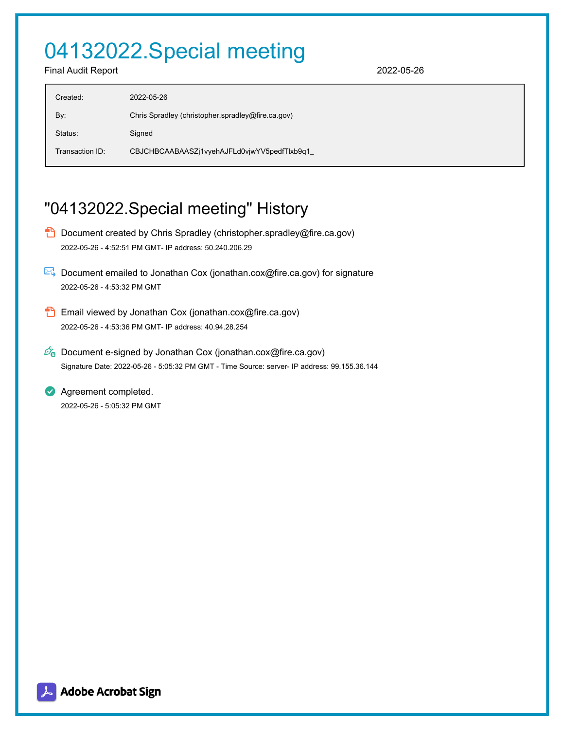# 04132022.Special meeting

Final Audit Report 2022-05-26

| | |
|---|---|
| Created: | 2022-05-26 |
| By: | Chris Spradley (christopher.spradley@fire.ca.gov) |
| Status: | Signed |
| Transaction ID: | CBJCHBCAABAASZj1vyehAJFLd0vjwYV5pedfTlxb9q1_ |

## "04132022.Special meeting" History

- Document created by Chris Spradley (christopher.spradley@fire.ca.gov)
  2022-05-26 - 4:52:51 PM GMT- IP address: 50.240.206.29

- Document emailed to Jonathan Cox (jonathan.cox@fire.ca.gov) for signature
  2022-05-26 - 4:53:32 PM GMT

- Email viewed by Jonathan Cox (jonathan.cox@fire.ca.gov)
  2022-05-26 - 4:53:36 PM GMT- IP address: 40.94.28.254

- Document e-signed by Jonathan Cox (jonathan.cox@fire.ca.gov)
  Signature Date: 2022-05-26 - 5:05:32 PM GMT - Time Source: server- IP address: 99.155.36.144

- Agreement completed.
  2022-05-26 - 5:05:32 PM GMT

Adobe Acrobat Sign